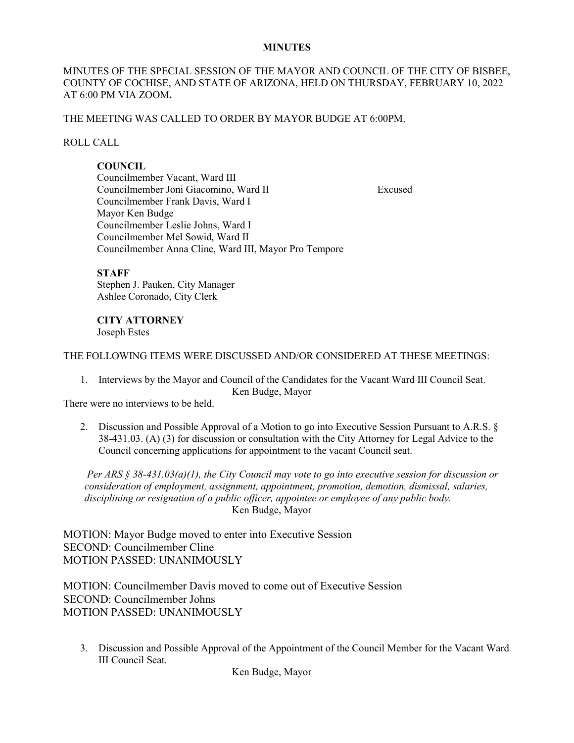# MINUTES

MINUTES OF THE SPECIAL SESSION OF THE MAYOR AND COUNCIL OF THE CITY OF BISBEE, COUNTY OF COCHISE, AND STATE OF ARIZONA, HELD ON THURSDAY, FEBRUARY 10, 2022 AT 6:00 PM VIA ZOOM**.**

THE MEETING WAS CALLED TO ORDER BY MAYOR BUDGE AT 6:00PM.

ROLL CALL

**COUNCIL**

Councilmember Vacant, Ward III
Councilmember Joni Giacomino, Ward II — Excused
Councilmember Frank Davis, Ward I
Mayor Ken Budge
Councilmember Leslie Johns, Ward I
Councilmember Mel Sowid, Ward II
Councilmember Anna Cline, Ward III, Mayor Pro Tempore

**STAFF**

Stephen J. Pauken, City Manager
Ashlee Coronado, City Clerk

**CITY ATTORNEY**

Joseph Estes

THE FOLLOWING ITEMS WERE DISCUSSED AND/OR CONSIDERED AT THESE MEETINGS:

1. Interviews by the Mayor and Council of the Candidates for the Vacant Ward III Council Seat.
   Ken Budge, Mayor

There were no interviews to be held.

2. Discussion and Possible Approval of a Motion to go into Executive Session Pursuant to A.R.S. § 38-431.03. (A) (3) for discussion or consultation with the City Attorney for Legal Advice to the Council concerning applications for appointment to the vacant Council seat.

   *Per ARS § 38-431.03(a)(1), the City Council may vote to go into executive session for discussion or consideration of employment, assignment, appointment, promotion, demotion, dismissal, salaries, disciplining or resignation of a public officer, appointee or employee of any public body.*
   Ken Budge, Mayor

MOTION: Mayor Budge moved to enter into Executive Session
SECOND: Councilmember Cline
MOTION PASSED: UNANIMOUSLY

MOTION: Councilmember Davis moved to come out of Executive Session
SECOND: Councilmember Johns
MOTION PASSED: UNANIMOUSLY

3. Discussion and Possible Approval of the Appointment of the Council Member for the Vacant Ward III Council Seat.
   Ken Budge, Mayor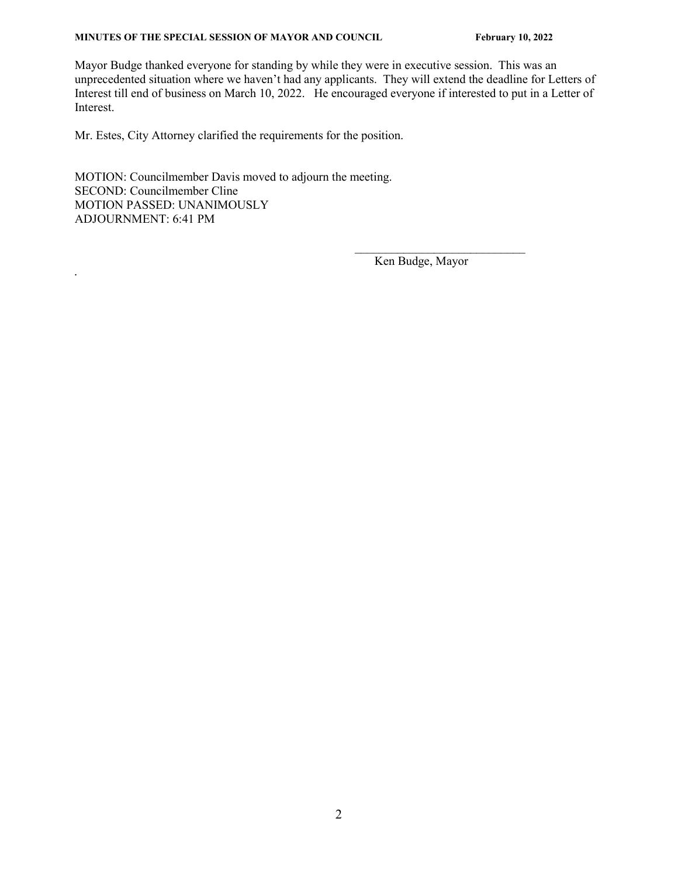Mayor Budge thanked everyone for standing by while they were in executive session. This was an unprecedented situation where we haven't had any applicants. They will extend the deadline for Letters of Interest till end of business on March 10, 2022. He encouraged everyone if interested to put in a Letter of Interest.

Mr. Estes, City Attorney clarified the requirements for the position.

MOTION: Councilmember Davis moved to adjourn the meeting.
SECOND: Councilmember Cline
MOTION PASSED: UNANIMOUSLY
ADJOURNMENT: 6:41 PM

\_\_\_\_\_\_\_\_\_\_\_\_\_\_\_\_\_\_\_\_\_\_\_\_\_\_\_\_\_\_
Ken Budge, Mayor

.